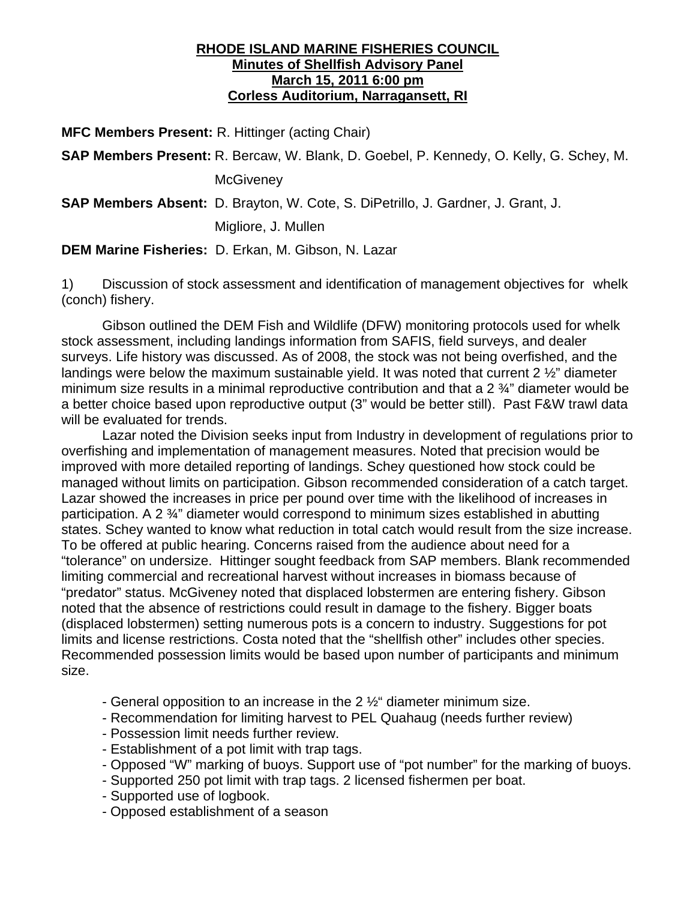# RHODE ISLAND MARINE FISHERIES COUNCIL

## Minutes of Shellfish Advisory Panel

## March 15, 2011 6:00 pm

## Corless Auditorium, Narragansett, RI

**MFC Members Present:** R. Hittinger (acting Chair)

**SAP Members Present:** R. Bercaw, W. Blank, D. Goebel, P. Kennedy, O. Kelly, G. Schey, M. McGiveney

**SAP Members Absent:** D. Brayton, W. Cote, S. DiPetrillo, J. Gardner, J. Grant, J. Migliore, J. Mullen

**DEM Marine Fisheries:** D. Erkan, M. Gibson, N. Lazar

1) Discussion of stock assessment and identification of management objectives for whelk (conch) fishery.

Gibson outlined the DEM Fish and Wildlife (DFW) monitoring protocols used for whelk stock assessment, including landings information from SAFIS, field surveys, and dealer surveys. Life history was discussed. As of 2008, the stock was not being overfished, and the landings were below the maximum sustainable yield. It was noted that current 2 ½" diameter minimum size results in a minimal reproductive contribution and that a 2 ¾" diameter would be a better choice based upon reproductive output (3" would be better still). Past F&W trawl data will be evaluated for trends.

Lazar noted the Division seeks input from Industry in development of regulations prior to overfishing and implementation of management measures. Noted that precision would be improved with more detailed reporting of landings. Schey questioned how stock could be managed without limits on participation. Gibson recommended consideration of a catch target. Lazar showed the increases in price per pound over time with the likelihood of increases in participation. A 2 ¾" diameter would correspond to minimum sizes established in abutting states. Schey wanted to know what reduction in total catch would result from the size increase. To be offered at public hearing. Concerns raised from the audience about need for a "tolerance" on undersize. Hittinger sought feedback from SAP members. Blank recommended limiting commercial and recreational harvest without increases in biomass because of "predator" status. McGiveney noted that displaced lobstermen are entering fishery. Gibson noted that the absence of restrictions could result in damage to the fishery. Bigger boats (displaced lobstermen) setting numerous pots is a concern to industry. Suggestions for pot limits and license restrictions. Costa noted that the "shellfish other" includes other species. Recommended possession limits would be based upon number of participants and minimum size.

- General opposition to an increase in the 2 ½" diameter minimum size.
- Recommendation for limiting harvest to PEL Quahaug (needs further review)
- Possession limit needs further review.
- Establishment of a pot limit with trap tags.
- Opposed "W" marking of buoys. Support use of "pot number" for the marking of buoys.
- Supported 250 pot limit with trap tags. 2 licensed fishermen per boat.
- Supported use of logbook.
- Opposed establishment of a season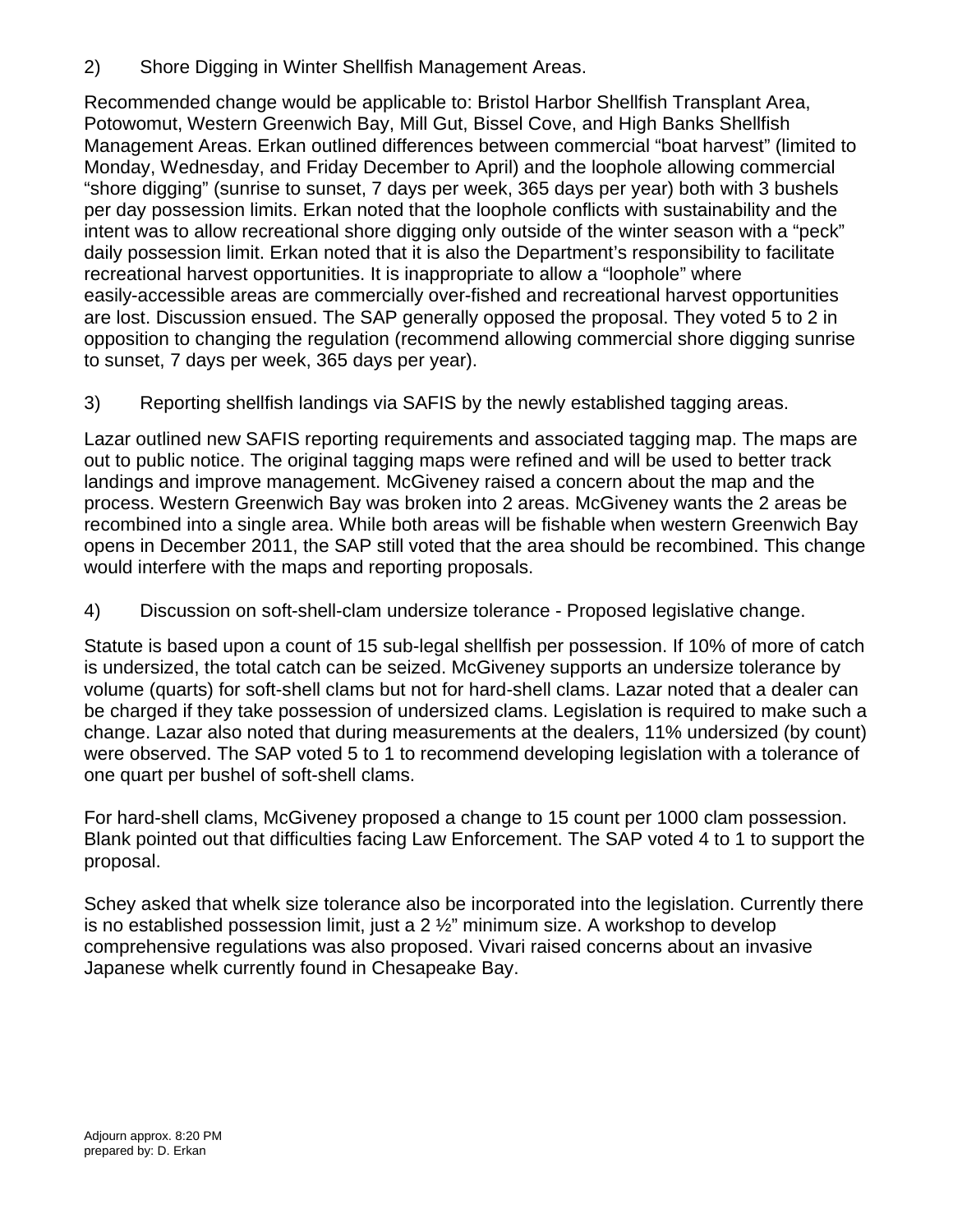2) Shore Digging in Winter Shellfish Management Areas.

Recommended change would be applicable to: Bristol Harbor Shellfish Transplant Area, Potowomut, Western Greenwich Bay, Mill Gut, Bissel Cove, and High Banks Shellfish Management Areas. Erkan outlined differences between commercial "boat harvest" (limited to Monday, Wednesday, and Friday December to April) and the loophole allowing commercial "shore digging" (sunrise to sunset, 7 days per week, 365 days per year) both with 3 bushels per day possession limits. Erkan noted that the loophole conflicts with sustainability and the intent was to allow recreational shore digging only outside of the winter season with a "peck" daily possession limit. Erkan noted that it is also the Department's responsibility to facilitate recreational harvest opportunities. It is inappropriate to allow a "loophole" where easily-accessible areas are commercially over-fished and recreational harvest opportunities are lost. Discussion ensued. The SAP generally opposed the proposal. They voted 5 to 2 in opposition to changing the regulation (recommend allowing commercial shore digging sunrise to sunset, 7 days per week, 365 days per year).

3) Reporting shellfish landings via SAFIS by the newly established tagging areas.

Lazar outlined new SAFIS reporting requirements and associated tagging map. The maps are out to public notice. The original tagging maps were refined and will be used to better track landings and improve management. McGiveney raised a concern about the map and the process. Western Greenwich Bay was broken into 2 areas. McGiveney wants the 2 areas be recombined into a single area. While both areas will be fishable when western Greenwich Bay opens in December 2011, the SAP still voted that the area should be recombined. This change would interfere with the maps and reporting proposals.

4) Discussion on soft-shell-clam undersize tolerance - Proposed legislative change.

Statute is based upon a count of 15 sub-legal shellfish per possession. If 10% of more of catch is undersized, the total catch can be seized. McGiveney supports an undersize tolerance by volume (quarts) for soft-shell clams but not for hard-shell clams. Lazar noted that a dealer can be charged if they take possession of undersized clams. Legislation is required to make such a change. Lazar also noted that during measurements at the dealers, 11% undersized (by count) were observed. The SAP voted 5 to 1 to recommend developing legislation with a tolerance of one quart per bushel of soft-shell clams.

For hard-shell clams, McGiveney proposed a change to 15 count per 1000 clam possession. Blank pointed out that difficulties facing Law Enforcement. The SAP voted 4 to 1 to support the proposal.

Schey asked that whelk size tolerance also be incorporated into the legislation. Currently there is no established possession limit, just a 2 ½" minimum size. A workshop to develop comprehensive regulations was also proposed. Vivari raised concerns about an invasive Japanese whelk currently found in Chesapeake Bay.

Adjourn approx. 8:20 PM
prepared by: D. Erkan